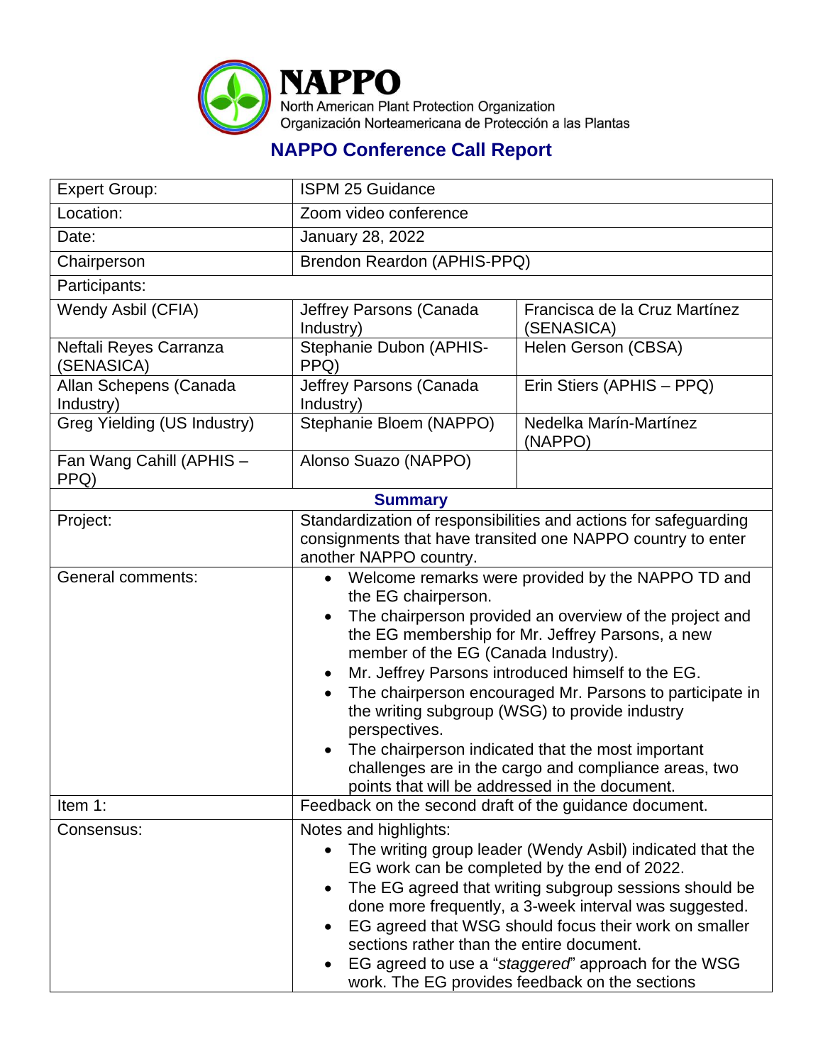**NAPPO**
North American Plant Protection Organization
Organización Norteamericana de Protección a las Plantas

# NAPPO Conference Call Report

| Expert Group: | ISPM 25 Guidance | |
|---|---|---|
| Location: | Zoom video conference | |
| Date: | January 28, 2022 | |
| Chairperson | Brendon Reardon (APHIS-PPQ) | |
| Participants: | | |
| Wendy Asbil (CFIA) | Jeffrey Parsons (Canada Industry) | Francisca de la Cruz Martínez (SENASICA) |
| Neftali Reyes Carranza (SENASICA) | Stephanie Dubon (APHIS-PPQ) | Helen Gerson (CBSA) |
| Allan Schepens (Canada Industry) | Jeffrey Parsons (Canada Industry) | Erin Stiers (APHIS – PPQ) |
| Greg Yielding (US Industry) | Stephanie Bloem (NAPPO) | Nedelka Marín-Martínez (NAPPO) |
| Fan Wang Cahill (APHIS – PPQ) | Alonso Suazo (NAPPO) | |
| **Summary** | | |
| Project: | Standardization of responsibilities and actions for safeguarding consignments that have transited one NAPPO country to enter another NAPPO country. | |
| General comments: | • Welcome remarks were provided by the NAPPO TD and the EG chairperson.<br>• The chairperson provided an overview of the project and the EG membership for Mr. Jeffrey Parsons, a new member of the EG (Canada Industry).<br>• Mr. Jeffrey Parsons introduced himself to the EG.<br>• The chairperson encouraged Mr. Parsons to participate in the writing subgroup (WSG) to provide industry perspectives.<br>• The chairperson indicated that the most important challenges are in the cargo and compliance areas, two points that will be addressed in the document. | |
| Item 1: | Feedback on the second draft of the guidance document. | |
| Consensus: | Notes and highlights:<br>• The writing group leader (Wendy Asbil) indicated that the EG work can be completed by the end of 2022.<br>• The EG agreed that writing subgroup sessions should be done more frequently, a 3-week interval was suggested.<br>• EG agreed that WSG should focus their work on smaller sections rather than the entire document.<br>• EG agreed to use a "*staggered*" approach for the WSG work. The EG provides feedback on the sections | |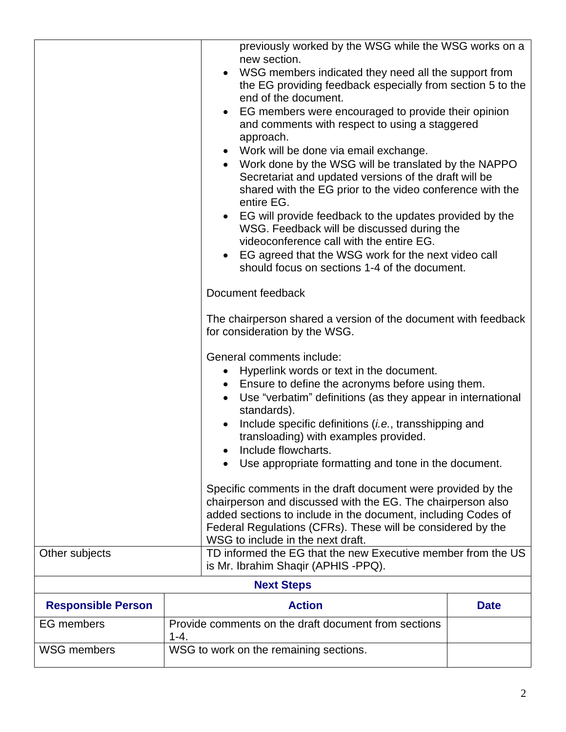| | |
|---|---|
| | previously worked by the WSG while the WSG works on a new section.<br>• WSG members indicated they need all the support from the EG providing feedback especially from section 5 to the end of the document.<br>• EG members were encouraged to provide their opinion and comments with respect to using a staggered approach.<br>• Work will be done via email exchange.<br>• Work done by the WSG will be translated by the NAPPO Secretariat and updated versions of the draft will be shared with the EG prior to the video conference with the entire EG.<br>• EG will provide feedback to the updates provided by the WSG. Feedback will be discussed during the videoconference call with the entire EG.<br>• EG agreed that the WSG work for the next video call should focus on sections 1-4 of the document.<br><br>Document feedback<br><br>The chairperson shared a version of the document with feedback for consideration by the WSG.<br><br>General comments include:<br>• Hyperlink words or text in the document.<br>• Ensure to define the acronyms before using them.<br>• Use "verbatim" definitions (as they appear in international standards).<br>• Include specific definitions (*i.e.*, transshipping and transloading) with examples provided.<br>• Include flowcharts.<br>• Use appropriate formatting and tone in the document.<br><br>Specific comments in the draft document were provided by the chairperson and discussed with the EG. The chairperson also added sections to include in the document, including Codes of Federal Regulations (CFRs). These will be considered by the WSG to include in the next draft. |
| Other subjects | TD informed the EG that the new Executive member from the US is Mr. Ibrahim Shaqir (APHIS -PPQ). |

**Next Steps**

| **Responsible Person** | **Action** | **Date** |
|---|---|---|
| EG members | Provide comments on the draft document from sections 1-4. | |
| WSG members | WSG to work on the remaining sections. | |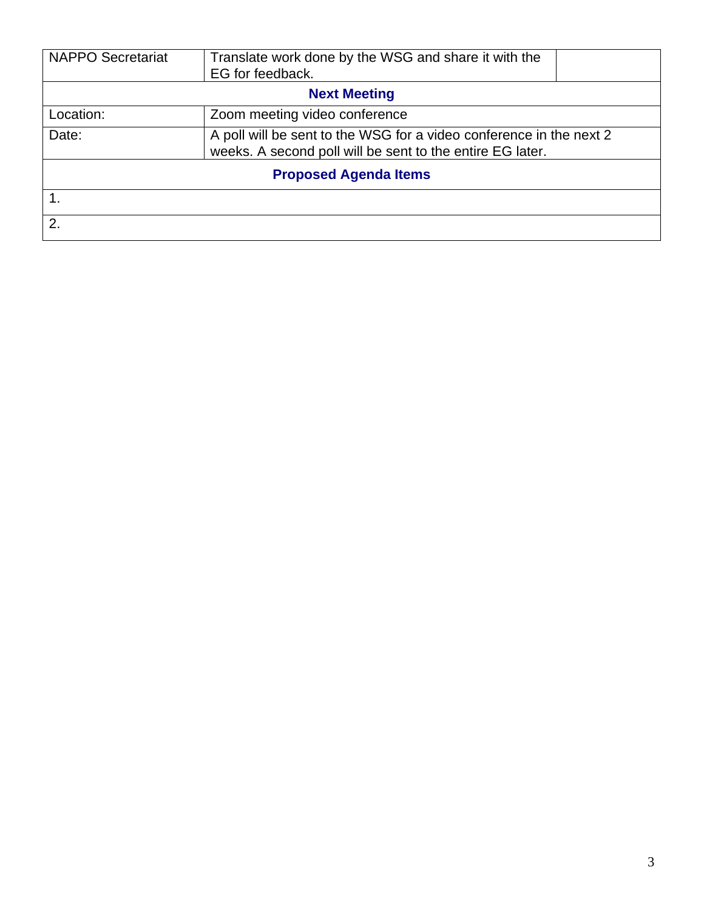| | | |
|---|---|---|
| NAPPO Secretariat | Translate work done by the WSG and share it with the EG for feedback. | |
| **Next Meeting** | | |
| Location: | Zoom meeting video conference | |
| Date: | A poll will be sent to the WSG for a video conference in the next 2 weeks. A second poll will be sent to the entire EG later. | |
| **Proposed Agenda Items** | | |
| 1. | | |
| 2. | | |